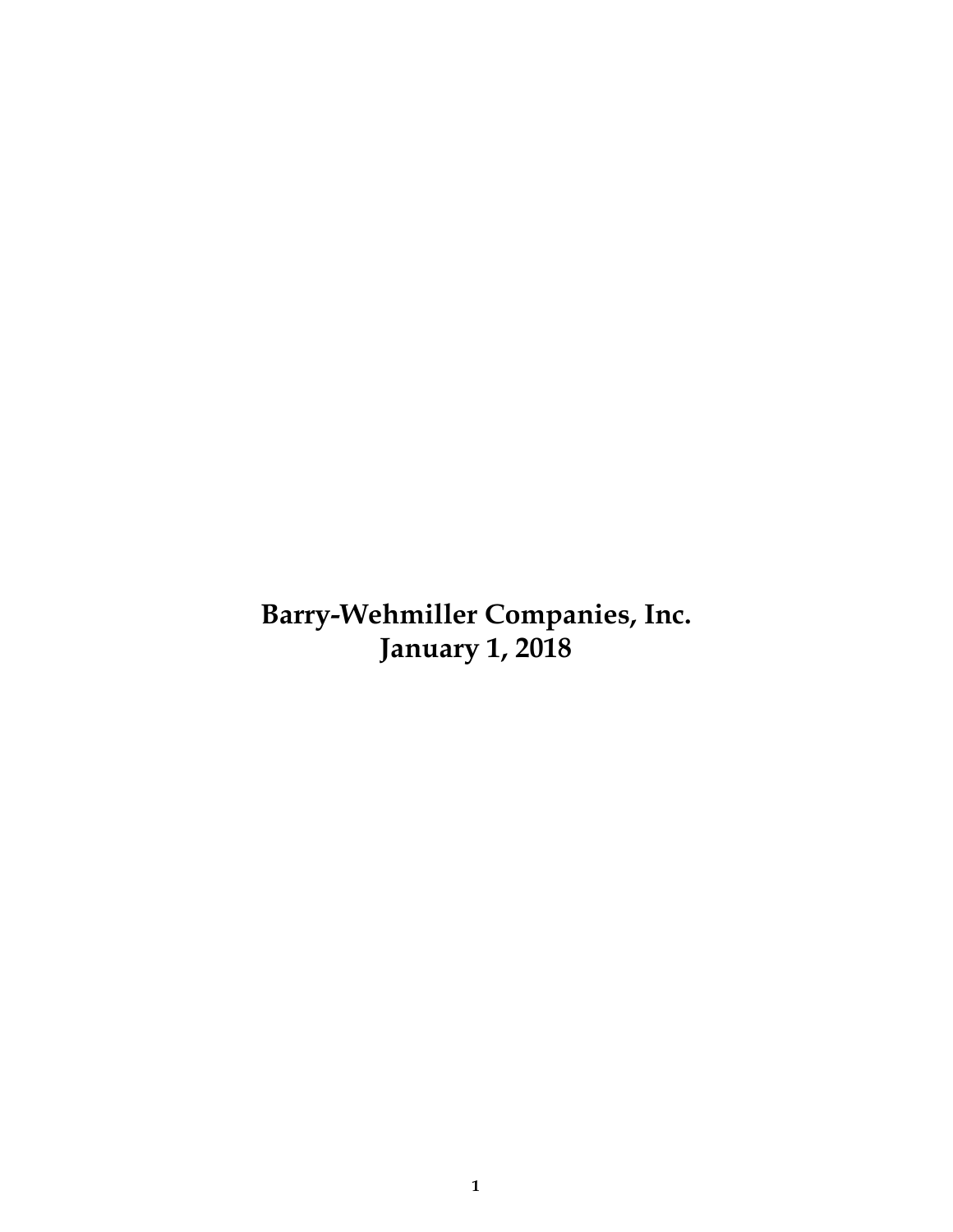**Barry-Wehmiller Companies, Inc.**
**January 1, 2018**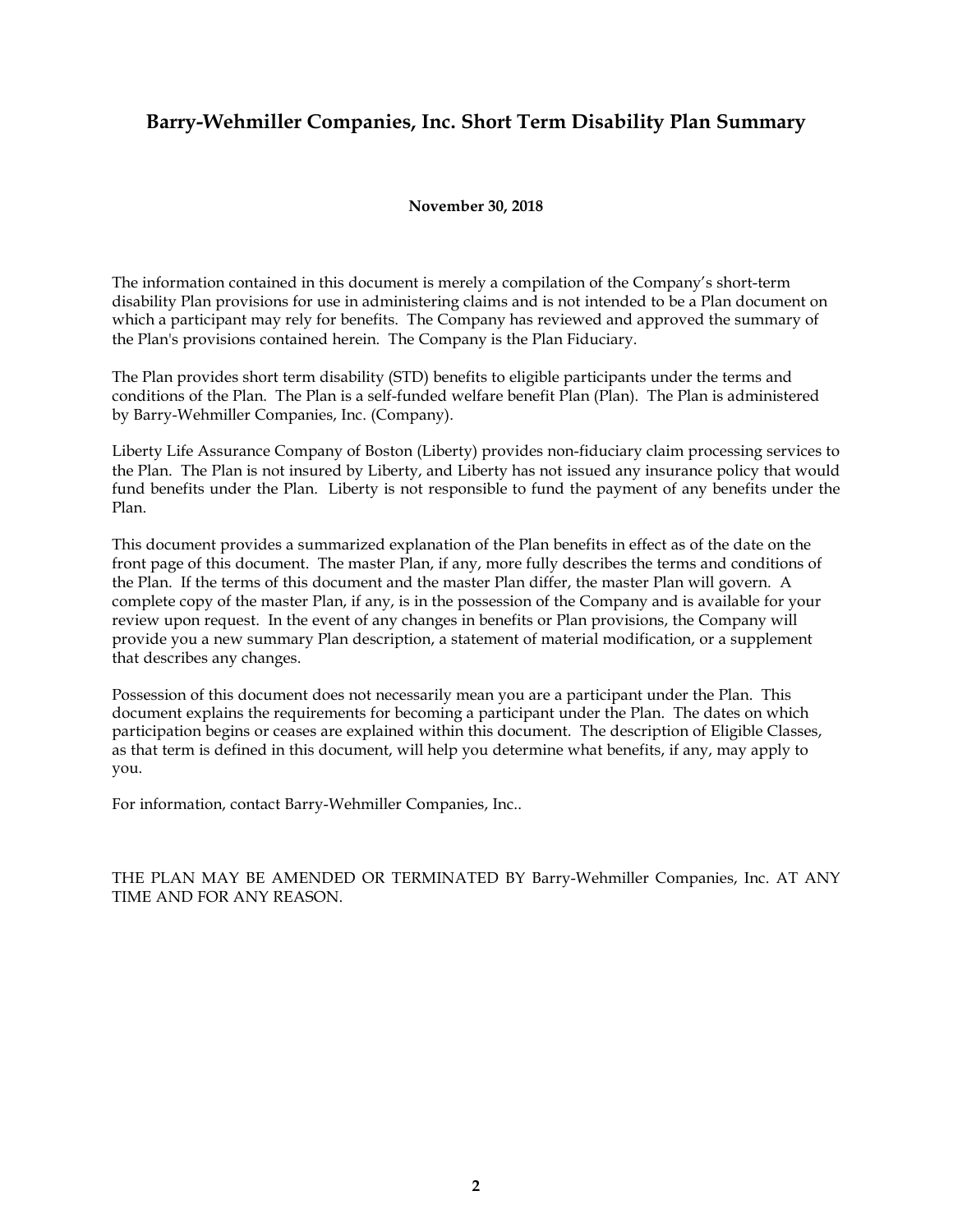# Barry-Wehmiller Companies, Inc. Short Term Disability Plan Summary

**November 30, 2018**

The information contained in this document is merely a compilation of the Company's short-term disability Plan provisions for use in administering claims and is not intended to be a Plan document on which a participant may rely for benefits. The Company has reviewed and approved the summary of the Plan's provisions contained herein. The Company is the Plan Fiduciary.

The Plan provides short term disability (STD) benefits to eligible participants under the terms and conditions of the Plan. The Plan is a self-funded welfare benefit Plan (Plan). The Plan is administered by Barry-Wehmiller Companies, Inc. (Company).

Liberty Life Assurance Company of Boston (Liberty) provides non-fiduciary claim processing services to the Plan. The Plan is not insured by Liberty, and Liberty has not issued any insurance policy that would fund benefits under the Plan. Liberty is not responsible to fund the payment of any benefits under the Plan.

This document provides a summarized explanation of the Plan benefits in effect as of the date on the front page of this document. The master Plan, if any, more fully describes the terms and conditions of the Plan. If the terms of this document and the master Plan differ, the master Plan will govern. A complete copy of the master Plan, if any, is in the possession of the Company and is available for your review upon request. In the event of any changes in benefits or Plan provisions, the Company will provide you a new summary Plan description, a statement of material modification, or a supplement that describes any changes.

Possession of this document does not necessarily mean you are a participant under the Plan. This document explains the requirements for becoming a participant under the Plan. The dates on which participation begins or ceases are explained within this document. The description of Eligible Classes, as that term is defined in this document, will help you determine what benefits, if any, may apply to you.

For information, contact Barry-Wehmiller Companies, Inc..

THE PLAN MAY BE AMENDED OR TERMINATED BY Barry-Wehmiller Companies, Inc. AT ANY TIME AND FOR ANY REASON.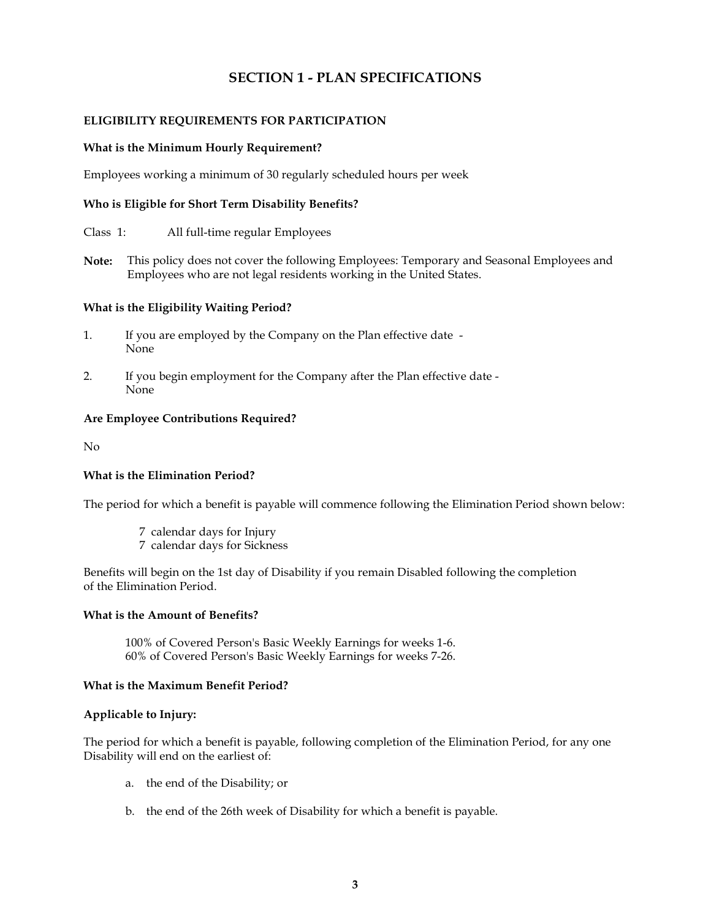# SECTION 1 - PLAN SPECIFICATIONS

**ELIGIBILITY REQUIREMENTS FOR PARTICIPATION**

**What is the Minimum Hourly Requirement?**

Employees working a minimum of 30 regularly scheduled hours per week

**Who is Eligible for Short Term Disability Benefits?**

Class 1: All full-time regular Employees

**Note:** This policy does not cover the following Employees: Temporary and Seasonal Employees and Employees who are not legal residents working in the United States.

**What is the Eligibility Waiting Period?**

1. If you are employed by the Company on the Plan effective date - None
2. If you begin employment for the Company after the Plan effective date - None

**Are Employee Contributions Required?**

No

**What is the Elimination Period?**

The period for which a benefit is payable will commence following the Elimination Period shown below:

7 calendar days for Injury
7 calendar days for Sickness

Benefits will begin on the 1st day of Disability if you remain Disabled following the completion of the Elimination Period.

**What is the Amount of Benefits?**

100% of Covered Person's Basic Weekly Earnings for weeks 1-6.
60% of Covered Person's Basic Weekly Earnings for weeks 7-26.

**What is the Maximum Benefit Period?**

**Applicable to Injury:**

The period for which a benefit is payable, following completion of the Elimination Period, for any one Disability will end on the earliest of:

a. the end of the Disability; or
b. the end of the 26th week of Disability for which a benefit is payable.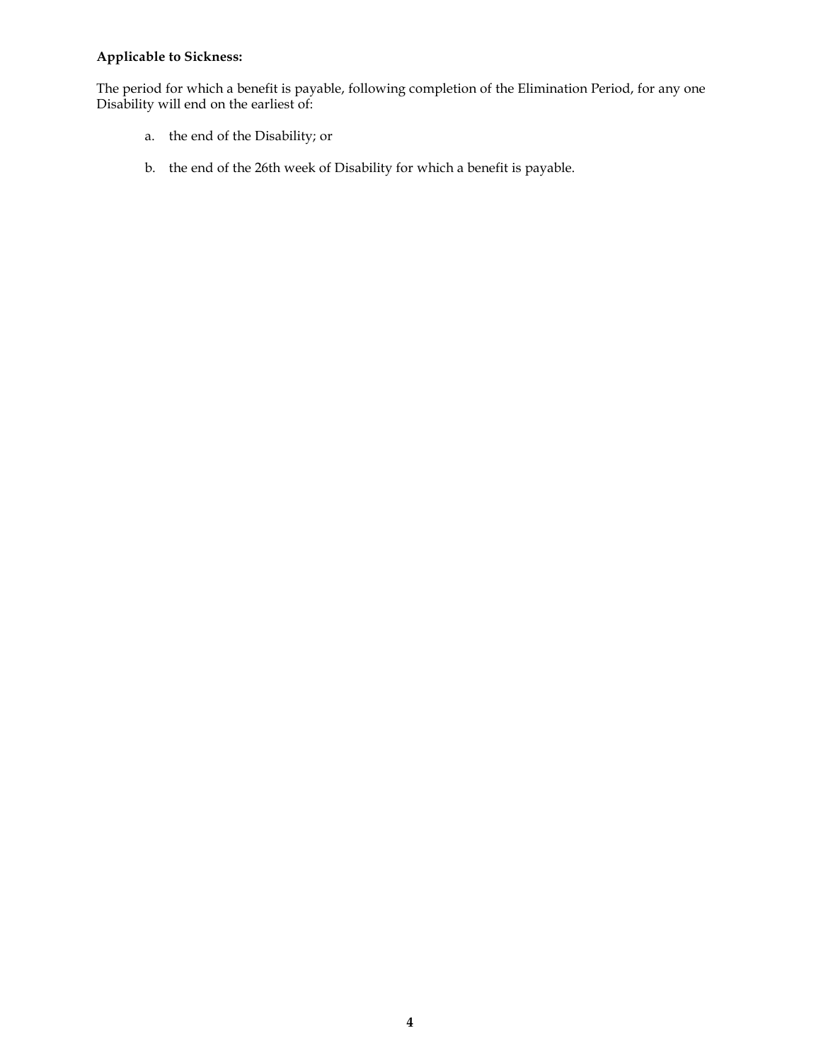**Applicable to Sickness:**

The period for which a benefit is payable, following completion of the Elimination Period, for any one Disability will end on the earliest of:

a. the end of the Disability; or

b. the end of the 26th week of Disability for which a benefit is payable.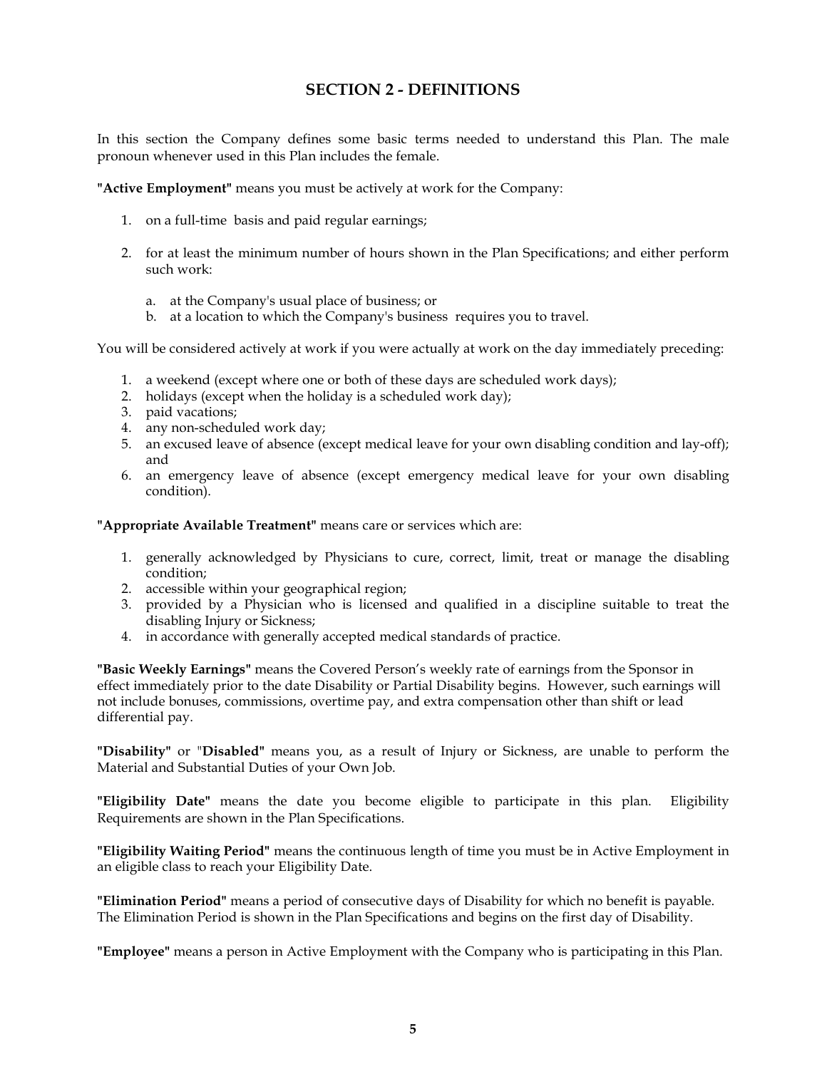## SECTION 2 - DEFINITIONS

In this section the Company defines some basic terms needed to understand this Plan. The male pronoun whenever used in this Plan includes the female.

**"Active Employment"** means you must be actively at work for the Company:

1. on a full-time basis and paid regular earnings;
2. for at least the minimum number of hours shown in the Plan Specifications; and either perform such work:
   a. at the Company's usual place of business; or
   b. at a location to which the Company's business requires you to travel.

You will be considered actively at work if you were actually at work on the day immediately preceding:

1. a weekend (except where one or both of these days are scheduled work days);
2. holidays (except when the holiday is a scheduled work day);
3. paid vacations;
4. any non-scheduled work day;
5. an excused leave of absence (except medical leave for your own disabling condition and lay-off); and
6. an emergency leave of absence (except emergency medical leave for your own disabling condition).

**"Appropriate Available Treatment"** means care or services which are:

1. generally acknowledged by Physicians to cure, correct, limit, treat or manage the disabling condition;
2. accessible within your geographical region;
3. provided by a Physician who is licensed and qualified in a discipline suitable to treat the disabling Injury or Sickness;
4. in accordance with generally accepted medical standards of practice.

**"Basic Weekly Earnings"** means the Covered Person's weekly rate of earnings from the Sponsor in effect immediately prior to the date Disability or Partial Disability begins. However, such earnings will not include bonuses, commissions, overtime pay, and extra compensation other than shift or lead differential pay.

**"Disability"** or "**Disabled"** means you, as a result of Injury or Sickness, are unable to perform the Material and Substantial Duties of your Own Job.

**"Eligibility Date"** means the date you become eligible to participate in this plan. Eligibility Requirements are shown in the Plan Specifications.

**"Eligibility Waiting Period"** means the continuous length of time you must be in Active Employment in an eligible class to reach your Eligibility Date.

**"Elimination Period"** means a period of consecutive days of Disability for which no benefit is payable. The Elimination Period is shown in the Plan Specifications and begins on the first day of Disability.

**"Employee"** means a person in Active Employment with the Company who is participating in this Plan.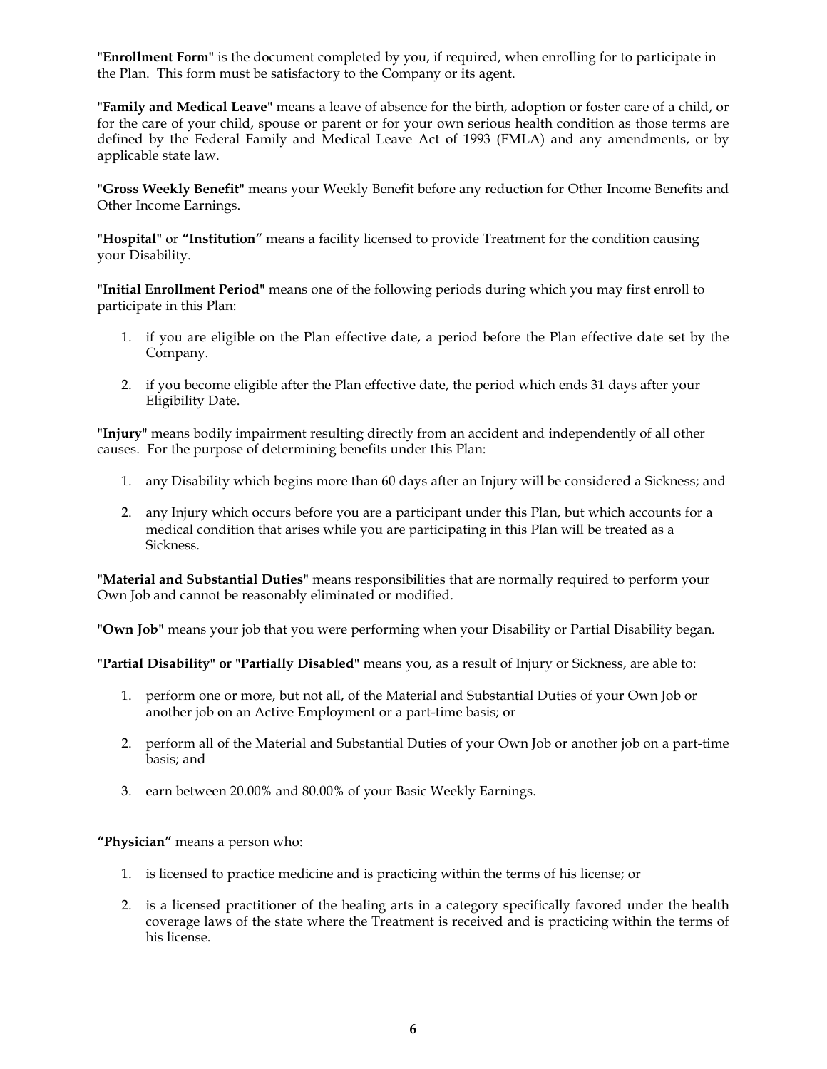**"Enrollment Form"** is the document completed by you, if required, when enrolling for to participate in the Plan. This form must be satisfactory to the Company or its agent.

**"Family and Medical Leave"** means a leave of absence for the birth, adoption or foster care of a child, or for the care of your child, spouse or parent or for your own serious health condition as those terms are defined by the Federal Family and Medical Leave Act of 1993 (FMLA) and any amendments, or by applicable state law.

**"Gross Weekly Benefit"** means your Weekly Benefit before any reduction for Other Income Benefits and Other Income Earnings.

**"Hospital"** or **"Institution"** means a facility licensed to provide Treatment for the condition causing your Disability.

**"Initial Enrollment Period"** means one of the following periods during which you may first enroll to participate in this Plan:

1. if you are eligible on the Plan effective date, a period before the Plan effective date set by the Company.

2. if you become eligible after the Plan effective date, the period which ends 31 days after your Eligibility Date.

**"Injury"** means bodily impairment resulting directly from an accident and independently of all other causes. For the purpose of determining benefits under this Plan:

1. any Disability which begins more than 60 days after an Injury will be considered a Sickness; and

2. any Injury which occurs before you are a participant under this Plan, but which accounts for a medical condition that arises while you are participating in this Plan will be treated as a Sickness.

**"Material and Substantial Duties"** means responsibilities that are normally required to perform your Own Job and cannot be reasonably eliminated or modified.

**"Own Job"** means your job that you were performing when your Disability or Partial Disability began.

**"Partial Disability" or "Partially Disabled"** means you, as a result of Injury or Sickness, are able to:

1. perform one or more, but not all, of the Material and Substantial Duties of your Own Job or another job on an Active Employment or a part-time basis; or

2. perform all of the Material and Substantial Duties of your Own Job or another job on a part-time basis; and

3. earn between 20.00% and 80.00% of your Basic Weekly Earnings.

**"Physician"** means a person who:

1. is licensed to practice medicine and is practicing within the terms of his license; or

2. is a licensed practitioner of the healing arts in a category specifically favored under the health coverage laws of the state where the Treatment is received and is practicing within the terms of his license.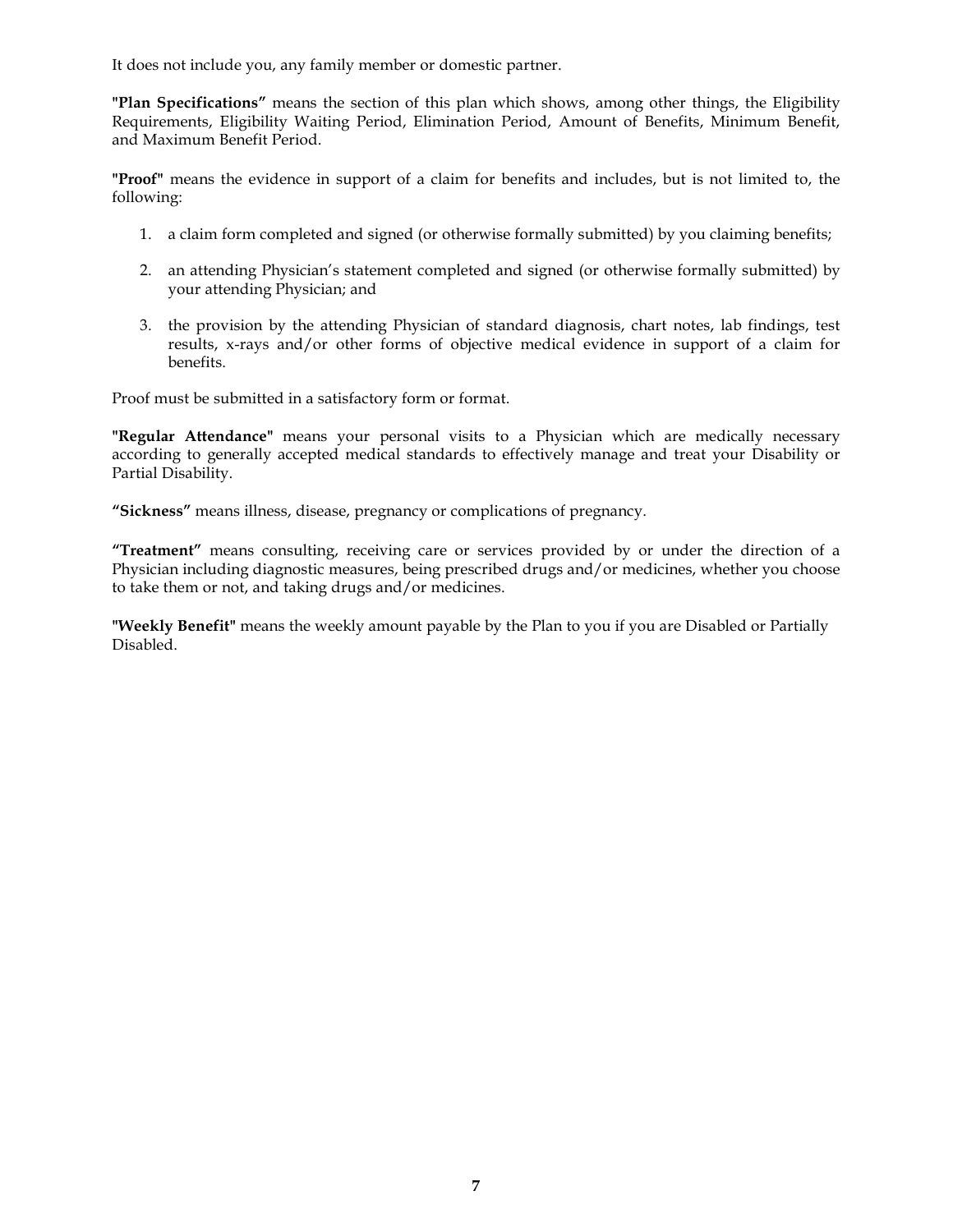It does not include you, any family member or domestic partner.

**"Plan Specifications"** means the section of this plan which shows, among other things, the Eligibility Requirements, Eligibility Waiting Period, Elimination Period, Amount of Benefits, Minimum Benefit, and Maximum Benefit Period.

**"Proof"** means the evidence in support of a claim for benefits and includes, but is not limited to, the following:

1. a claim form completed and signed (or otherwise formally submitted) by you claiming benefits;

2. an attending Physician's statement completed and signed (or otherwise formally submitted) by your attending Physician; and

3. the provision by the attending Physician of standard diagnosis, chart notes, lab findings, test results, x-rays and/or other forms of objective medical evidence in support of a claim for benefits.

Proof must be submitted in a satisfactory form or format.

**"Regular Attendance"** means your personal visits to a Physician which are medically necessary according to generally accepted medical standards to effectively manage and treat your Disability or Partial Disability.

**"Sickness"** means illness, disease, pregnancy or complications of pregnancy.

**"Treatment"** means consulting, receiving care or services provided by or under the direction of a Physician including diagnostic measures, being prescribed drugs and/or medicines, whether you choose to take them or not, and taking drugs and/or medicines.

**"Weekly Benefit"** means the weekly amount payable by the Plan to you if you are Disabled or Partially Disabled.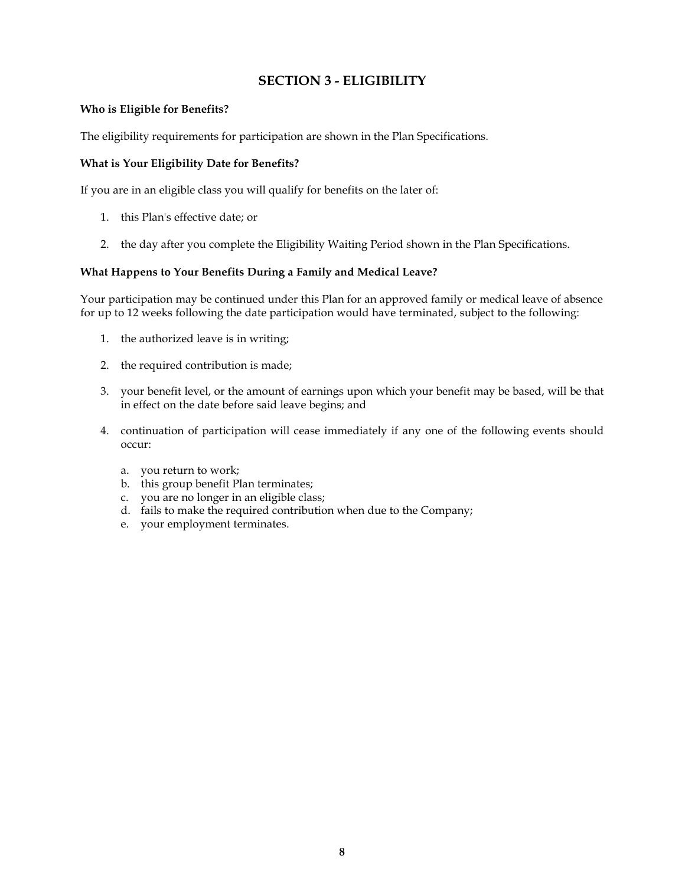## SECTION 3 - ELIGIBILITY

**Who is Eligible for Benefits?**

The eligibility requirements for participation are shown in the Plan Specifications.

**What is Your Eligibility Date for Benefits?**

If you are in an eligible class you will qualify for benefits on the later of:

1. this Plan's effective date; or

2. the day after you complete the Eligibility Waiting Period shown in the Plan Specifications.

**What Happens to Your Benefits During a Family and Medical Leave?**

Your participation may be continued under this Plan for an approved family or medical leave of absence for up to 12 weeks following the date participation would have terminated, subject to the following:

1. the authorized leave is in writing;

2. the required contribution is made;

3. your benefit level, or the amount of earnings upon which your benefit may be based, will be that in effect on the date before said leave begins; and

4. continuation of participation will cease immediately if any one of the following events should occur:

   a. you return to work;
   b. this group benefit Plan terminates;
   c. you are no longer in an eligible class;
   d. fails to make the required contribution when due to the Company;
   e. your employment terminates.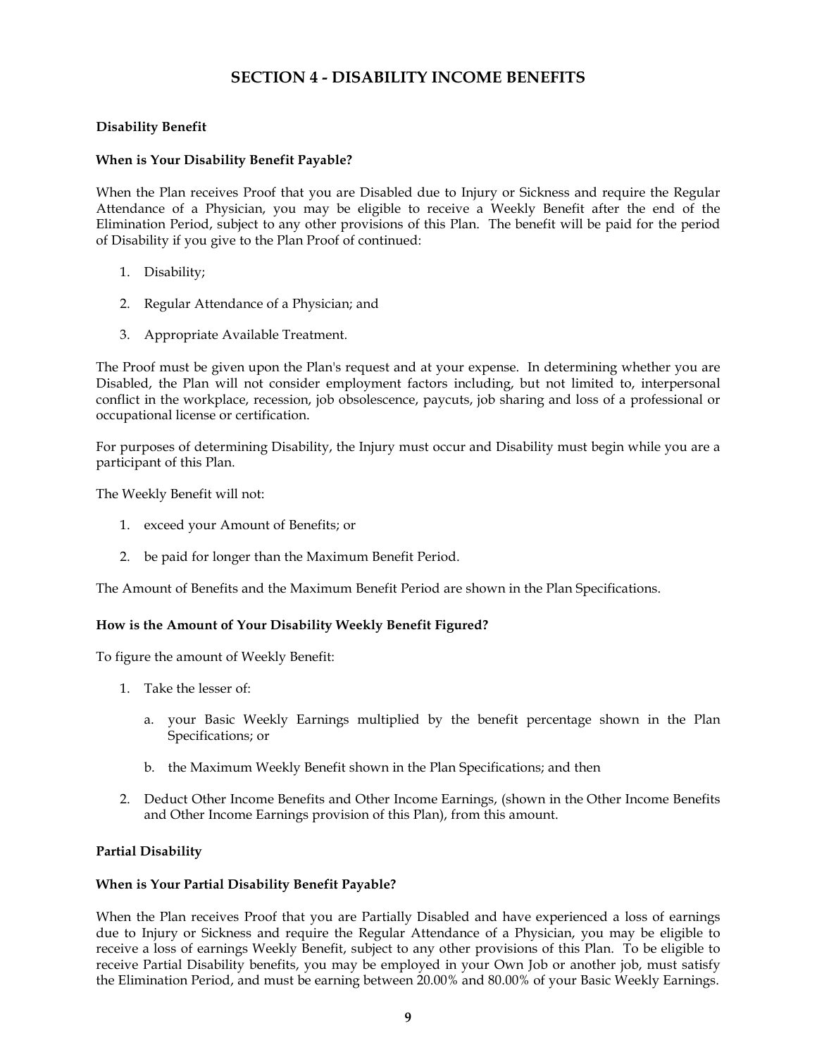# SECTION 4 - DISABILITY INCOME BENEFITS

**Disability Benefit**

**When is Your Disability Benefit Payable?**

When the Plan receives Proof that you are Disabled due to Injury or Sickness and require the Regular Attendance of a Physician, you may be eligible to receive a Weekly Benefit after the end of the Elimination Period, subject to any other provisions of this Plan. The benefit will be paid for the period of Disability if you give to the Plan Proof of continued:

1. Disability;
2. Regular Attendance of a Physician; and
3. Appropriate Available Treatment.

The Proof must be given upon the Plan's request and at your expense. In determining whether you are Disabled, the Plan will not consider employment factors including, but not limited to, interpersonal conflict in the workplace, recession, job obsolescence, paycuts, job sharing and loss of a professional or occupational license or certification.

For purposes of determining Disability, the Injury must occur and Disability must begin while you are a participant of this Plan.

The Weekly Benefit will not:

1. exceed your Amount of Benefits; or
2. be paid for longer than the Maximum Benefit Period.

The Amount of Benefits and the Maximum Benefit Period are shown in the Plan Specifications.

**How is the Amount of Your Disability Weekly Benefit Figured?**

To figure the amount of Weekly Benefit:

1. Take the lesser of:
   a. your Basic Weekly Earnings multiplied by the benefit percentage shown in the Plan Specifications; or
   b. the Maximum Weekly Benefit shown in the Plan Specifications; and then
2. Deduct Other Income Benefits and Other Income Earnings, (shown in the Other Income Benefits and Other Income Earnings provision of this Plan), from this amount.

**Partial Disability**

**When is Your Partial Disability Benefit Payable?**

When the Plan receives Proof that you are Partially Disabled and have experienced a loss of earnings due to Injury or Sickness and require the Regular Attendance of a Physician, you may be eligible to receive a loss of earnings Weekly Benefit, subject to any other provisions of this Plan. To be eligible to receive Partial Disability benefits, you may be employed in your Own Job or another job, must satisfy the Elimination Period, and must be earning between 20.00% and 80.00% of your Basic Weekly Earnings.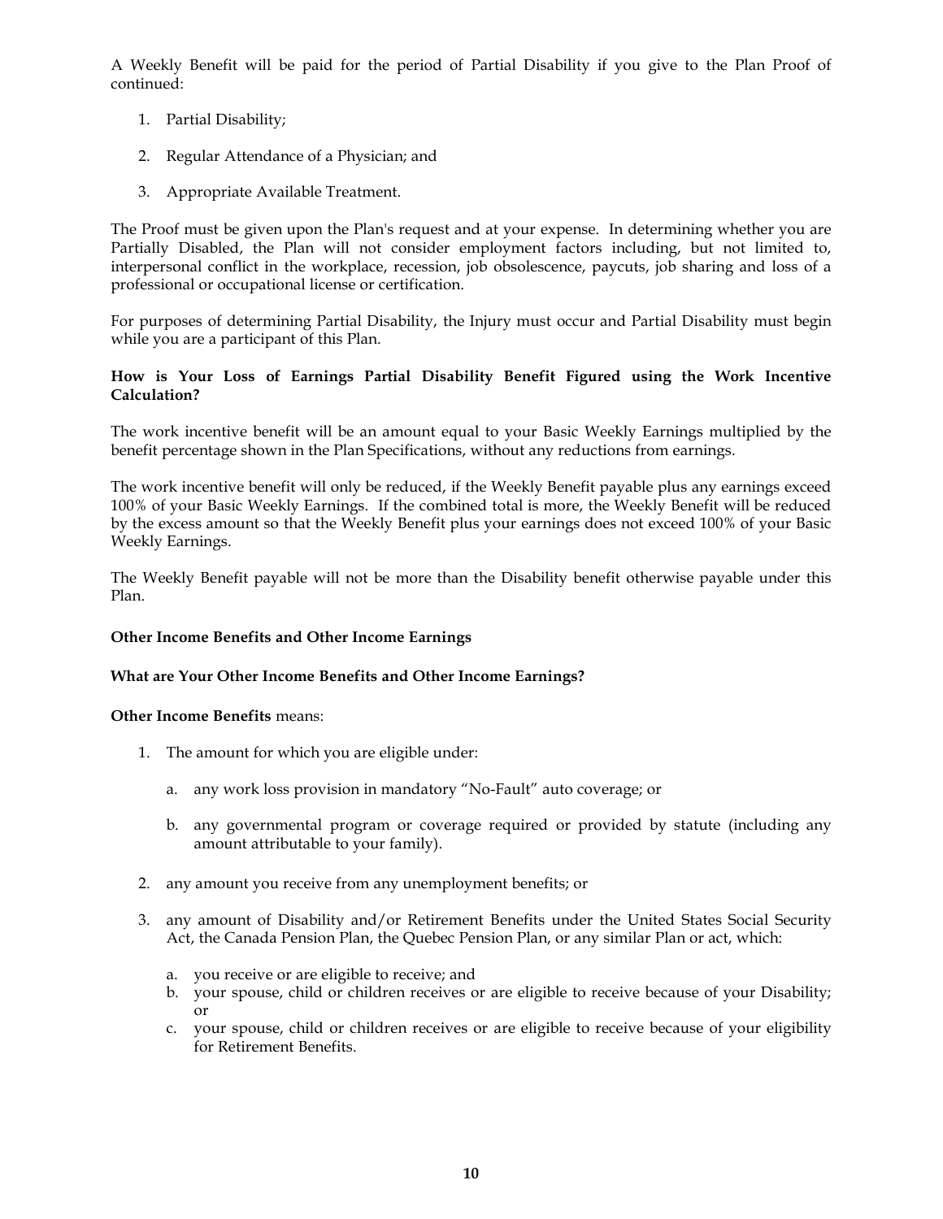A Weekly Benefit will be paid for the period of Partial Disability if you give to the Plan Proof of continued:

1. Partial Disability;
2. Regular Attendance of a Physician; and
3. Appropriate Available Treatment.

The Proof must be given upon the Plan's request and at your expense. In determining whether you are Partially Disabled, the Plan will not consider employment factors including, but not limited to, interpersonal conflict in the workplace, recession, job obsolescence, paycuts, job sharing and loss of a professional or occupational license or certification.

For purposes of determining Partial Disability, the Injury must occur and Partial Disability must begin while you are a participant of this Plan.

**How is Your Loss of Earnings Partial Disability Benefit Figured using the Work Incentive Calculation?**

The work incentive benefit will be an amount equal to your Basic Weekly Earnings multiplied by the benefit percentage shown in the Plan Specifications, without any reductions from earnings.

The work incentive benefit will only be reduced, if the Weekly Benefit payable plus any earnings exceed 100% of your Basic Weekly Earnings. If the combined total is more, the Weekly Benefit will be reduced by the excess amount so that the Weekly Benefit plus your earnings does not exceed 100% of your Basic Weekly Earnings.

The Weekly Benefit payable will not be more than the Disability benefit otherwise payable under this Plan.

**Other Income Benefits and Other Income Earnings**

**What are Your Other Income Benefits and Other Income Earnings?**

**Other Income Benefits** means:

1. The amount for which you are eligible under:
   a. any work loss provision in mandatory "No-Fault" auto coverage; or
   b. any governmental program or coverage required or provided by statute (including any amount attributable to your family).
2. any amount you receive from any unemployment benefits; or
3. any amount of Disability and/or Retirement Benefits under the United States Social Security Act, the Canada Pension Plan, the Quebec Pension Plan, or any similar Plan or act, which:
   a. you receive or are eligible to receive; and
   b. your spouse, child or children receives or are eligible to receive because of your Disability; or
   c. your spouse, child or children receives or are eligible to receive because of your eligibility for Retirement Benefits.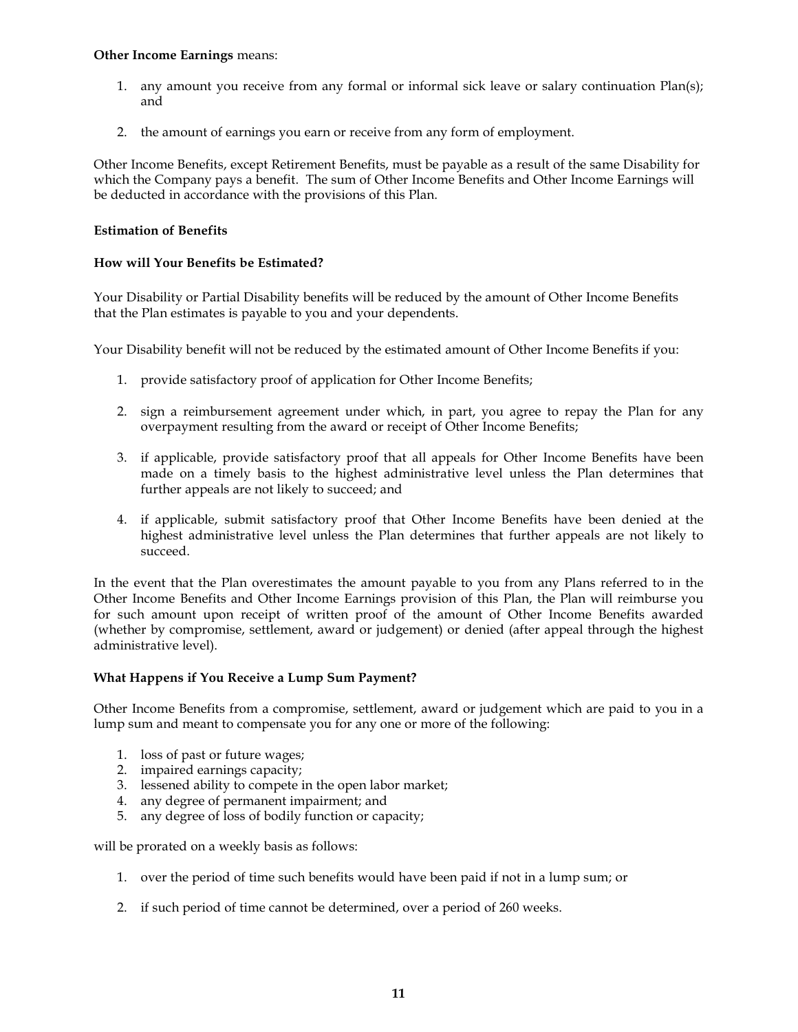**Other Income Earnings** means:

1. any amount you receive from any formal or informal sick leave or salary continuation Plan(s); and

2. the amount of earnings you earn or receive from any form of employment.

Other Income Benefits, except Retirement Benefits, must be payable as a result of the same Disability for which the Company pays a benefit. The sum of Other Income Benefits and Other Income Earnings will be deducted in accordance with the provisions of this Plan.

**Estimation of Benefits**

**How will Your Benefits be Estimated?**

Your Disability or Partial Disability benefits will be reduced by the amount of Other Income Benefits that the Plan estimates is payable to you and your dependents.

Your Disability benefit will not be reduced by the estimated amount of Other Income Benefits if you:

1. provide satisfactory proof of application for Other Income Benefits;

2. sign a reimbursement agreement under which, in part, you agree to repay the Plan for any overpayment resulting from the award or receipt of Other Income Benefits;

3. if applicable, provide satisfactory proof that all appeals for Other Income Benefits have been made on a timely basis to the highest administrative level unless the Plan determines that further appeals are not likely to succeed; and

4. if applicable, submit satisfactory proof that Other Income Benefits have been denied at the highest administrative level unless the Plan determines that further appeals are not likely to succeed.

In the event that the Plan overestimates the amount payable to you from any Plans referred to in the Other Income Benefits and Other Income Earnings provision of this Plan, the Plan will reimburse you for such amount upon receipt of written proof of the amount of Other Income Benefits awarded (whether by compromise, settlement, award or judgement) or denied (after appeal through the highest administrative level).

**What Happens if You Receive a Lump Sum Payment?**

Other Income Benefits from a compromise, settlement, award or judgement which are paid to you in a lump sum and meant to compensate you for any one or more of the following:

1. loss of past or future wages;
2. impaired earnings capacity;
3. lessened ability to compete in the open labor market;
4. any degree of permanent impairment; and
5. any degree of loss of bodily function or capacity;

will be prorated on a weekly basis as follows:

1. over the period of time such benefits would have been paid if not in a lump sum; or

2. if such period of time cannot be determined, over a period of 260 weeks.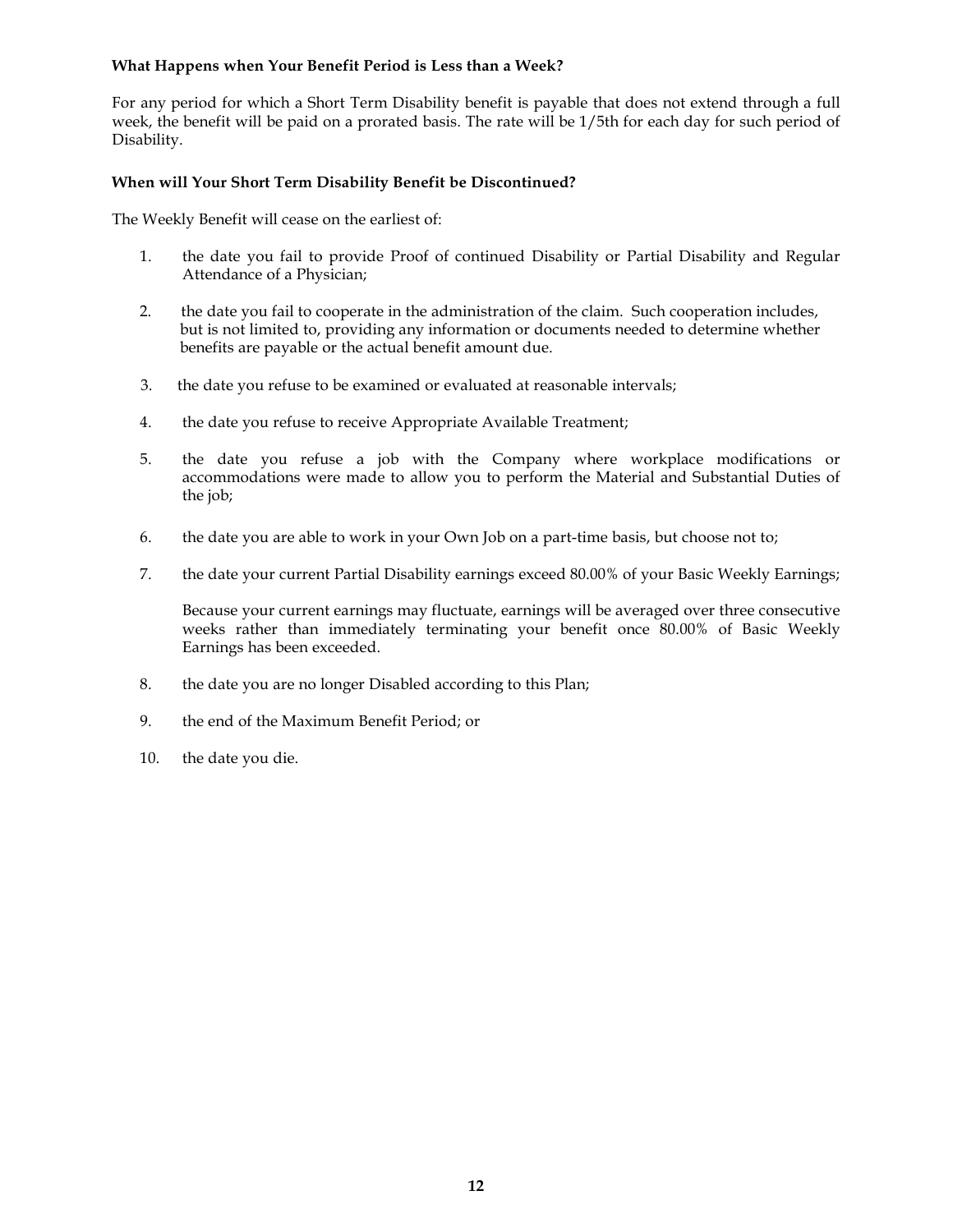**What Happens when Your Benefit Period is Less than a Week?**

For any period for which a Short Term Disability benefit is payable that does not extend through a full week, the benefit will be paid on a prorated basis. The rate will be 1/5th for each day for such period of Disability.

**When will Your Short Term Disability Benefit be Discontinued?**

The Weekly Benefit will cease on the earliest of:

1. the date you fail to provide Proof of continued Disability or Partial Disability and Regular Attendance of a Physician;

2. the date you fail to cooperate in the administration of the claim. Such cooperation includes, but is not limited to, providing any information or documents needed to determine whether benefits are payable or the actual benefit amount due.

3. the date you refuse to be examined or evaluated at reasonable intervals;

4. the date you refuse to receive Appropriate Available Treatment;

5. the date you refuse a job with the Company where workplace modifications or accommodations were made to allow you to perform the Material and Substantial Duties of the job;

6. the date you are able to work in your Own Job on a part-time basis, but choose not to;

7. the date your current Partial Disability earnings exceed 80.00% of your Basic Weekly Earnings;

   Because your current earnings may fluctuate, earnings will be averaged over three consecutive weeks rather than immediately terminating your benefit once 80.00% of Basic Weekly Earnings has been exceeded.

8. the date you are no longer Disabled according to this Plan;

9. the end of the Maximum Benefit Period; or

10. the date you die.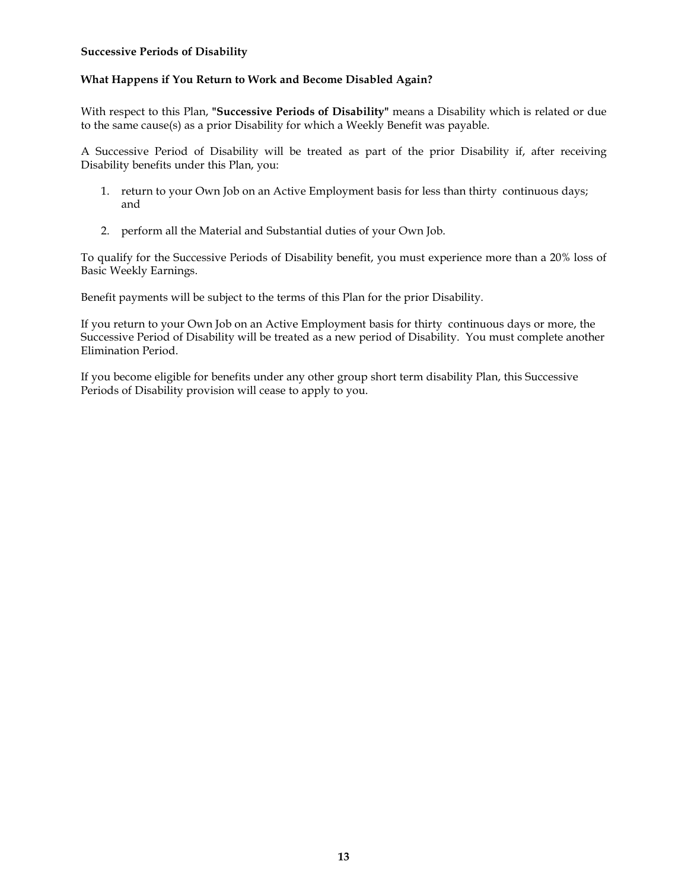**Successive Periods of Disability**

**What Happens if You Return to Work and Become Disabled Again?**

With respect to this Plan, **"Successive Periods of Disability"** means a Disability which is related or due to the same cause(s) as a prior Disability for which a Weekly Benefit was payable.

A Successive Period of Disability will be treated as part of the prior Disability if, after receiving Disability benefits under this Plan, you:

1. return to your Own Job on an Active Employment basis for less than thirty continuous days; and
2. perform all the Material and Substantial duties of your Own Job.

To qualify for the Successive Periods of Disability benefit, you must experience more than a 20% loss of Basic Weekly Earnings.

Benefit payments will be subject to the terms of this Plan for the prior Disability.

If you return to your Own Job on an Active Employment basis for thirty continuous days or more, the Successive Period of Disability will be treated as a new period of Disability. You must complete another Elimination Period.

If you become eligible for benefits under any other group short term disability Plan, this Successive Periods of Disability provision will cease to apply to you.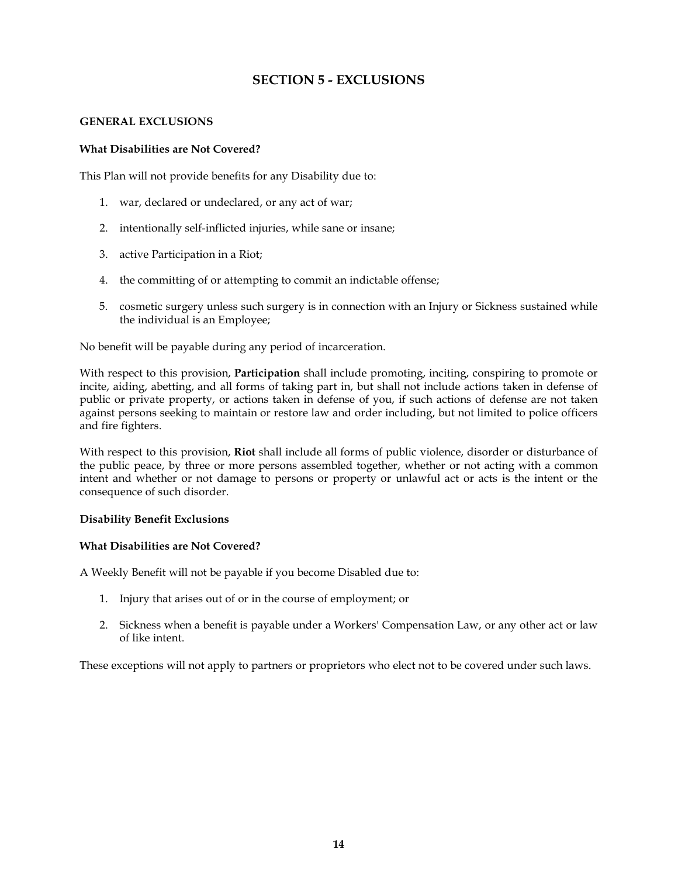# SECTION 5 - EXCLUSIONS

## GENERAL EXCLUSIONS

### What Disabilities are Not Covered?

This Plan will not provide benefits for any Disability due to:

1. war, declared or undeclared, or any act of war;
2. intentionally self-inflicted injuries, while sane or insane;
3. active Participation in a Riot;
4. the committing of or attempting to commit an indictable offense;
5. cosmetic surgery unless such surgery is in connection with an Injury or Sickness sustained while the individual is an Employee;

No benefit will be payable during any period of incarceration.

With respect to this provision, **Participation** shall include promoting, inciting, conspiring to promote or incite, aiding, abetting, and all forms of taking part in, but shall not include actions taken in defense of public or private property, or actions taken in defense of you, if such actions of defense are not taken against persons seeking to maintain or restore law and order including, but not limited to police officers and fire fighters.

With respect to this provision, **Riot** shall include all forms of public violence, disorder or disturbance of the public peace, by three or more persons assembled together, whether or not acting with a common intent and whether or not damage to persons or property or unlawful act or acts is the intent or the consequence of such disorder.

### Disability Benefit Exclusions

### What Disabilities are Not Covered?

A Weekly Benefit will not be payable if you become Disabled due to:

1. Injury that arises out of or in the course of employment; or
2. Sickness when a benefit is payable under a Workers' Compensation Law, or any other act or law of like intent.

These exceptions will not apply to partners or proprietors who elect not to be covered under such laws.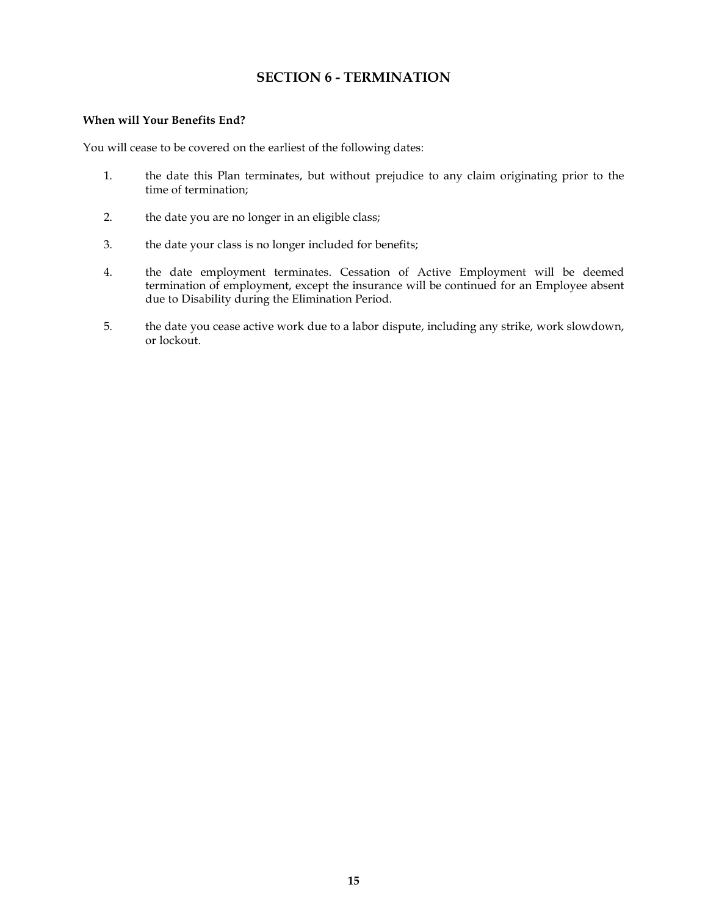## SECTION 6 - TERMINATION

**When will Your Benefits End?**

You will cease to be covered on the earliest of the following dates:

1. the date this Plan terminates, but without prejudice to any claim originating prior to the time of termination;
2. the date you are no longer in an eligible class;
3. the date your class is no longer included for benefits;
4. the date employment terminates. Cessation of Active Employment will be deemed termination of employment, except the insurance will be continued for an Employee absent due to Disability during the Elimination Period.
5. the date you cease active work due to a labor dispute, including any strike, work slowdown, or lockout.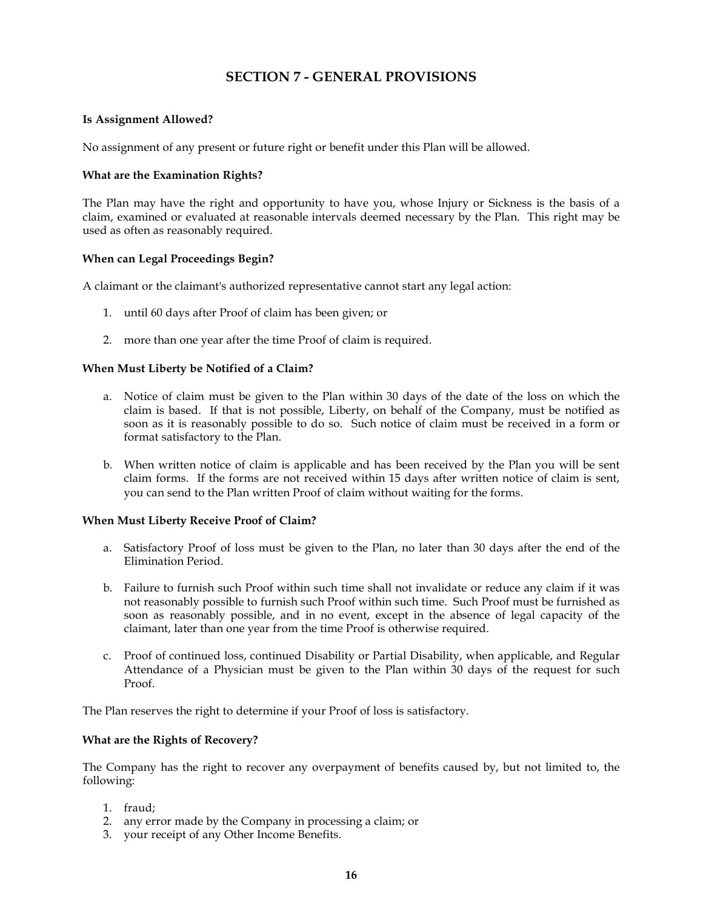## SECTION 7 - GENERAL PROVISIONS

**Is Assignment Allowed?**

No assignment of any present or future right or benefit under this Plan will be allowed.

**What are the Examination Rights?**

The Plan may have the right and opportunity to have you, whose Injury or Sickness is the basis of a claim, examined or evaluated at reasonable intervals deemed necessary by the Plan. This right may be used as often as reasonably required.

**When can Legal Proceedings Begin?**

A claimant or the claimant's authorized representative cannot start any legal action:

1. until 60 days after Proof of claim has been given; or

2. more than one year after the time Proof of claim is required.

**When Must Liberty be Notified of a Claim?**

a. Notice of claim must be given to the Plan within 30 days of the date of the loss on which the claim is based. If that is not possible, Liberty, on behalf of the Company, must be notified as soon as it is reasonably possible to do so. Such notice of claim must be received in a form or format satisfactory to the Plan.

b. When written notice of claim is applicable and has been received by the Plan you will be sent claim forms. If the forms are not received within 15 days after written notice of claim is sent, you can send to the Plan written Proof of claim without waiting for the forms.

**When Must Liberty Receive Proof of Claim?**

a. Satisfactory Proof of loss must be given to the Plan, no later than 30 days after the end of the Elimination Period.

b. Failure to furnish such Proof within such time shall not invalidate or reduce any claim if it was not reasonably possible to furnish such Proof within such time. Such Proof must be furnished as soon as reasonably possible, and in no event, except in the absence of legal capacity of the claimant, later than one year from the time Proof is otherwise required.

c. Proof of continued loss, continued Disability or Partial Disability, when applicable, and Regular Attendance of a Physician must be given to the Plan within 30 days of the request for such Proof.

The Plan reserves the right to determine if your Proof of loss is satisfactory.

**What are the Rights of Recovery?**

The Company has the right to recover any overpayment of benefits caused by, but not limited to, the following:

1. fraud;
2. any error made by the Company in processing a claim; or
3. your receipt of any Other Income Benefits.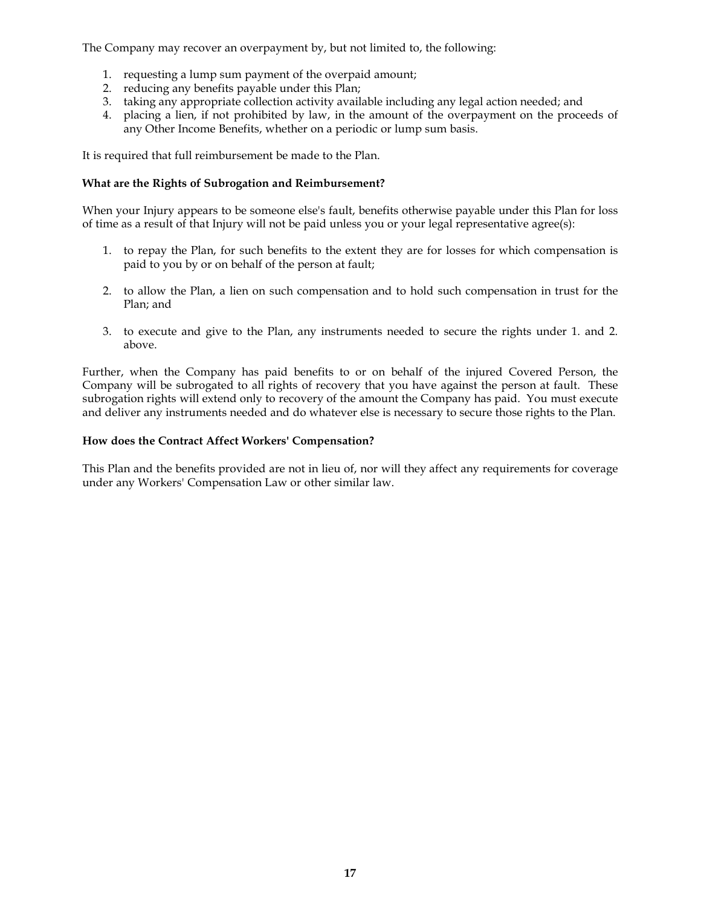The Company may recover an overpayment by, but not limited to, the following:

1. requesting a lump sum payment of the overpaid amount;
2. reducing any benefits payable under this Plan;
3. taking any appropriate collection activity available including any legal action needed; and
4. placing a lien, if not prohibited by law, in the amount of the overpayment on the proceeds of any Other Income Benefits, whether on a periodic or lump sum basis.

It is required that full reimbursement be made to the Plan.

**What are the Rights of Subrogation and Reimbursement?**

When your Injury appears to be someone else's fault, benefits otherwise payable under this Plan for loss of time as a result of that Injury will not be paid unless you or your legal representative agree(s):

1. to repay the Plan, for such benefits to the extent they are for losses for which compensation is paid to you by or on behalf of the person at fault;

2. to allow the Plan, a lien on such compensation and to hold such compensation in trust for the Plan; and

3. to execute and give to the Plan, any instruments needed to secure the rights under 1. and 2. above.

Further, when the Company has paid benefits to or on behalf of the injured Covered Person, the Company will be subrogated to all rights of recovery that you have against the person at fault. These subrogation rights will extend only to recovery of the amount the Company has paid. You must execute and deliver any instruments needed and do whatever else is necessary to secure those rights to the Plan.

**How does the Contract Affect Workers' Compensation?**

This Plan and the benefits provided are not in lieu of, nor will they affect any requirements for coverage under any Workers' Compensation Law or other similar law.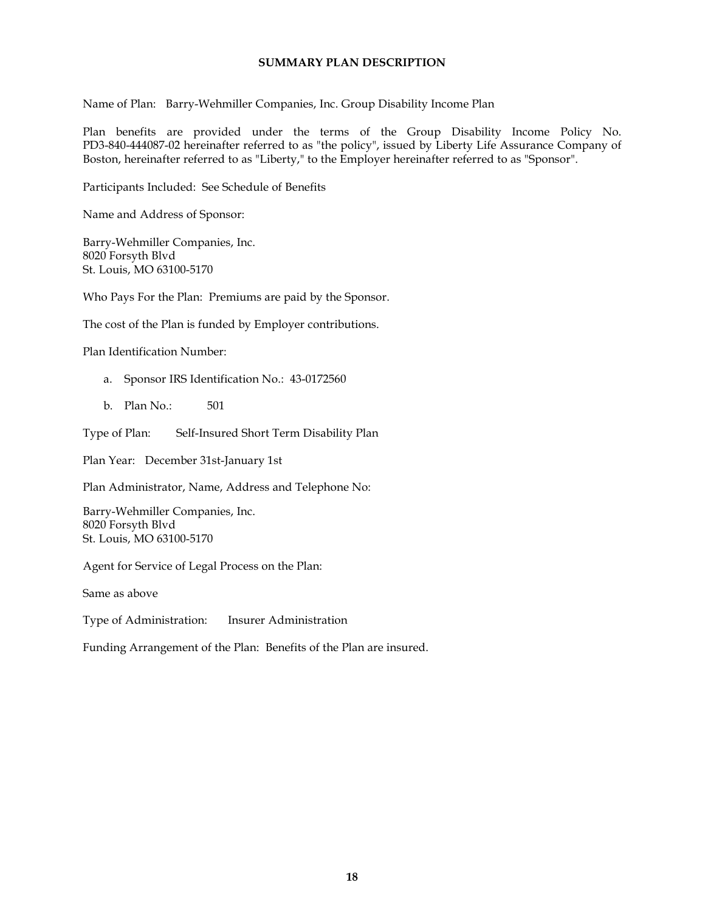# SUMMARY PLAN DESCRIPTION

Name of Plan: Barry-Wehmiller Companies, Inc. Group Disability Income Plan

Plan benefits are provided under the terms of the Group Disability Income Policy No. PD3-840-444087-02 hereinafter referred to as "the policy", issued by Liberty Life Assurance Company of Boston, hereinafter referred to as "Liberty," to the Employer hereinafter referred to as "Sponsor".

Participants Included: See Schedule of Benefits

Name and Address of Sponsor:

Barry-Wehmiller Companies, Inc.
8020 Forsyth Blvd
St. Louis, MO 63100-5170

Who Pays For the Plan: Premiums are paid by the Sponsor.

The cost of the Plan is funded by Employer contributions.

Plan Identification Number:

a. Sponsor IRS Identification No.: 43-0172560

b. Plan No.: 501

Type of Plan: Self-Insured Short Term Disability Plan

Plan Year: December 31st-January 1st

Plan Administrator, Name, Address and Telephone No:

Barry-Wehmiller Companies, Inc.
8020 Forsyth Blvd
St. Louis, MO 63100-5170

Agent for Service of Legal Process on the Plan:

Same as above

Type of Administration: Insurer Administration

Funding Arrangement of the Plan: Benefits of the Plan are insured.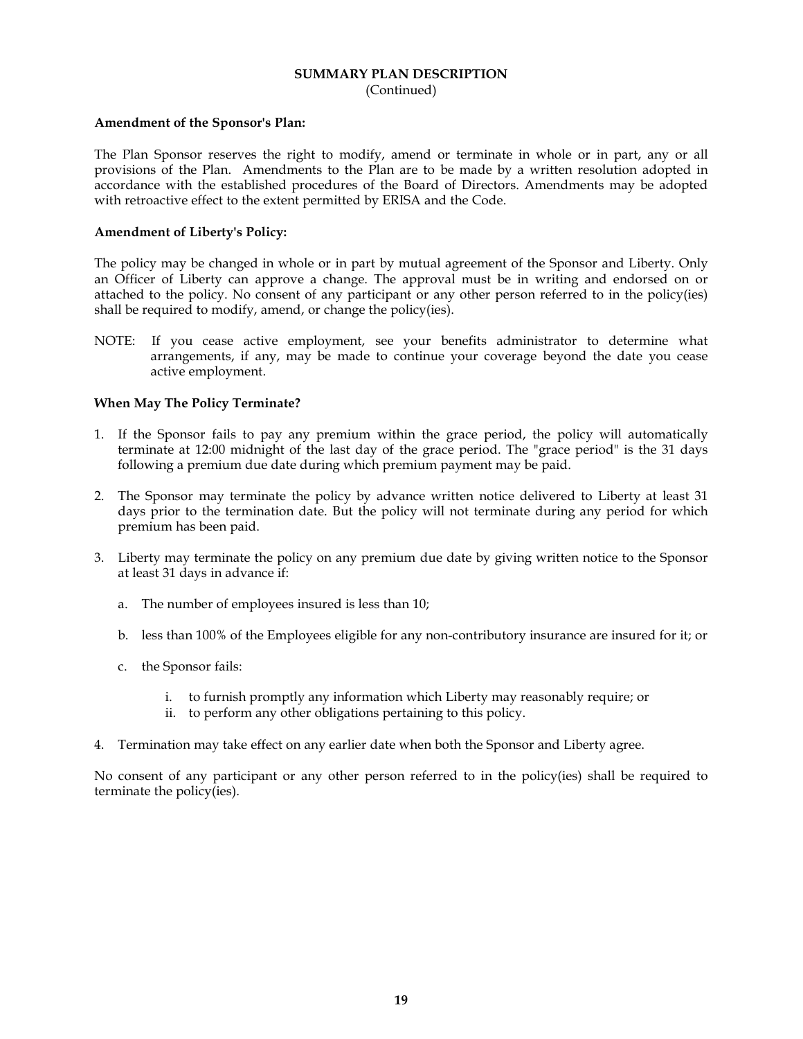## SUMMARY PLAN DESCRIPTION
(Continued)

**Amendment of the Sponsor's Plan:**

The Plan Sponsor reserves the right to modify, amend or terminate in whole or in part, any or all provisions of the Plan. Amendments to the Plan are to be made by a written resolution adopted in accordance with the established procedures of the Board of Directors. Amendments may be adopted with retroactive effect to the extent permitted by ERISA and the Code.

**Amendment of Liberty's Policy:**

The policy may be changed in whole or in part by mutual agreement of the Sponsor and Liberty. Only an Officer of Liberty can approve a change. The approval must be in writing and endorsed on or attached to the policy. No consent of any participant or any other person referred to in the policy(ies) shall be required to modify, amend, or change the policy(ies).

NOTE: If you cease active employment, see your benefits administrator to determine what arrangements, if any, may be made to continue your coverage beyond the date you cease active employment.

**When May The Policy Terminate?**

1. If the Sponsor fails to pay any premium within the grace period, the policy will automatically terminate at 12:00 midnight of the last day of the grace period. The "grace period" is the 31 days following a premium due date during which premium payment may be paid.

2. The Sponsor may terminate the policy by advance written notice delivered to Liberty at least 31 days prior to the termination date. But the policy will not terminate during any period for which premium has been paid.

3. Liberty may terminate the policy on any premium due date by giving written notice to the Sponsor at least 31 days in advance if:

   a. The number of employees insured is less than 10;

   b. less than 100% of the Employees eligible for any non-contributory insurance are insured for it; or

   c. the Sponsor fails:

      i. to furnish promptly any information which Liberty may reasonably require; or
      ii. to perform any other obligations pertaining to this policy.

4. Termination may take effect on any earlier date when both the Sponsor and Liberty agree.

No consent of any participant or any other person referred to in the policy(ies) shall be required to terminate the policy(ies).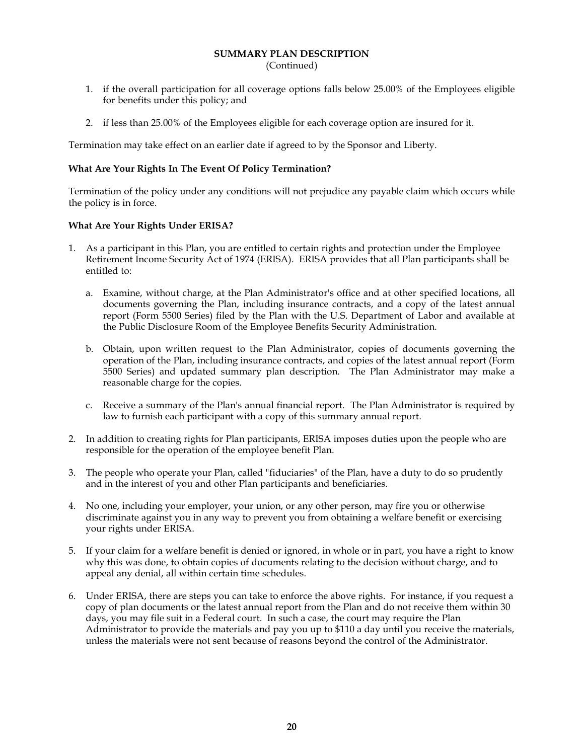**SUMMARY PLAN DESCRIPTION**
(Continued)

1. if the overall participation for all coverage options falls below 25.00% of the Employees eligible for benefits under this policy; and

2. if less than 25.00% of the Employees eligible for each coverage option are insured for it.

Termination may take effect on an earlier date if agreed to by the Sponsor and Liberty.

**What Are Your Rights In The Event Of Policy Termination?**

Termination of the policy under any conditions will not prejudice any payable claim which occurs while the policy is in force.

**What Are Your Rights Under ERISA?**

1. As a participant in this Plan, you are entitled to certain rights and protection under the Employee Retirement Income Security Act of 1974 (ERISA). ERISA provides that all Plan participants shall be entitled to:

   a. Examine, without charge, at the Plan Administrator's office and at other specified locations, all documents governing the Plan, including insurance contracts, and a copy of the latest annual report (Form 5500 Series) filed by the Plan with the U.S. Department of Labor and available at the Public Disclosure Room of the Employee Benefits Security Administration.

   b. Obtain, upon written request to the Plan Administrator, copies of documents governing the operation of the Plan, including insurance contracts, and copies of the latest annual report (Form 5500 Series) and updated summary plan description. The Plan Administrator may make a reasonable charge for the copies.

   c. Receive a summary of the Plan's annual financial report. The Plan Administrator is required by law to furnish each participant with a copy of this summary annual report.

2. In addition to creating rights for Plan participants, ERISA imposes duties upon the people who are responsible for the operation of the employee benefit Plan.

3. The people who operate your Plan, called "fiduciaries" of the Plan, have a duty to do so prudently and in the interest of you and other Plan participants and beneficiaries.

4. No one, including your employer, your union, or any other person, may fire you or otherwise discriminate against you in any way to prevent you from obtaining a welfare benefit or exercising your rights under ERISA.

5. If your claim for a welfare benefit is denied or ignored, in whole or in part, you have a right to know why this was done, to obtain copies of documents relating to the decision without charge, and to appeal any denial, all within certain time schedules.

6. Under ERISA, there are steps you can take to enforce the above rights. For instance, if you request a copy of plan documents or the latest annual report from the Plan and do not receive them within 30 days, you may file suit in a Federal court. In such a case, the court may require the Plan Administrator to provide the materials and pay you up to $110 a day until you receive the materials, unless the materials were not sent because of reasons beyond the control of the Administrator.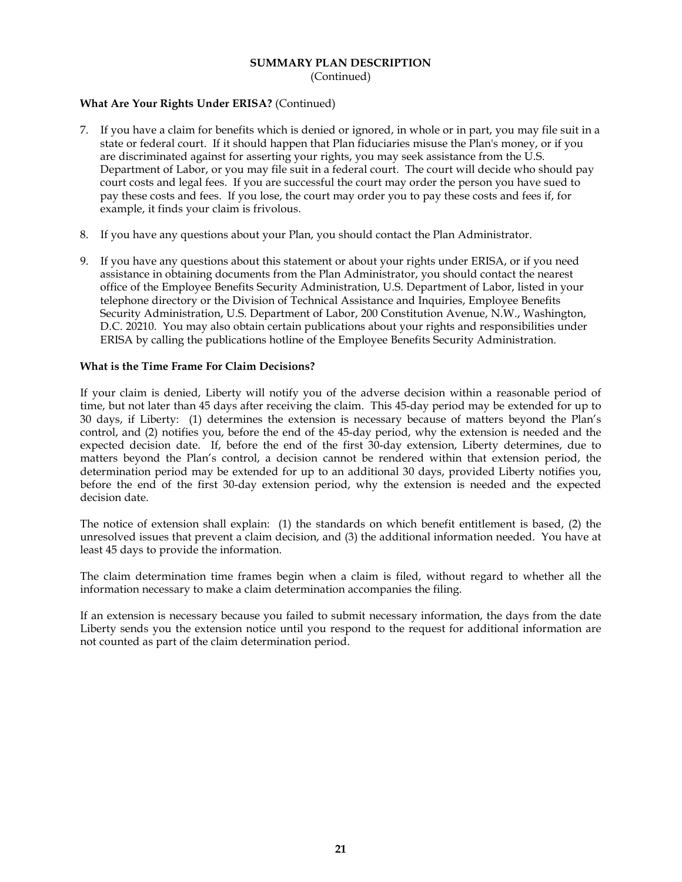**SUMMARY PLAN DESCRIPTION**
(Continued)

**What Are Your Rights Under ERISA?** (Continued)

7. If you have a claim for benefits which is denied or ignored, in whole or in part, you may file suit in a state or federal court. If it should happen that Plan fiduciaries misuse the Plan's money, or if you are discriminated against for asserting your rights, you may seek assistance from the U.S. Department of Labor, or you may file suit in a federal court. The court will decide who should pay court costs and legal fees. If you are successful the court may order the person you have sued to pay these costs and fees. If you lose, the court may order you to pay these costs and fees if, for example, it finds your claim is frivolous.

8. If you have any questions about your Plan, you should contact the Plan Administrator.

9. If you have any questions about this statement or about your rights under ERISA, or if you need assistance in obtaining documents from the Plan Administrator, you should contact the nearest office of the Employee Benefits Security Administration, U.S. Department of Labor, listed in your telephone directory or the Division of Technical Assistance and Inquiries, Employee Benefits Security Administration, U.S. Department of Labor, 200 Constitution Avenue, N.W., Washington, D.C. 20210. You may also obtain certain publications about your rights and responsibilities under ERISA by calling the publications hotline of the Employee Benefits Security Administration.

**What is the Time Frame For Claim Decisions?**

If your claim is denied, Liberty will notify you of the adverse decision within a reasonable period of time, but not later than 45 days after receiving the claim. This 45-day period may be extended for up to 30 days, if Liberty: (1) determines the extension is necessary because of matters beyond the Plan's control, and (2) notifies you, before the end of the 45-day period, why the extension is needed and the expected decision date. If, before the end of the first 30-day extension, Liberty determines, due to matters beyond the Plan's control, a decision cannot be rendered within that extension period, the determination period may be extended for up to an additional 30 days, provided Liberty notifies you, before the end of the first 30-day extension period, why the extension is needed and the expected decision date.

The notice of extension shall explain: (1) the standards on which benefit entitlement is based, (2) the unresolved issues that prevent a claim decision, and (3) the additional information needed. You have at least 45 days to provide the information.

The claim determination time frames begin when a claim is filed, without regard to whether all the information necessary to make a claim determination accompanies the filing.

If an extension is necessary because you failed to submit necessary information, the days from the date Liberty sends you the extension notice until you respond to the request for additional information are not counted as part of the claim determination period.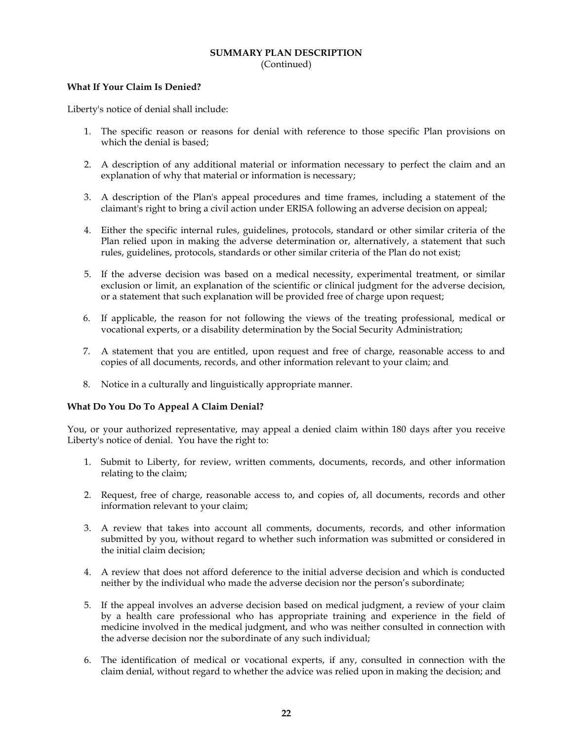**SUMMARY PLAN DESCRIPTION**
(Continued)

**What If Your Claim Is Denied?**

Liberty's notice of denial shall include:

1. The specific reason or reasons for denial with reference to those specific Plan provisions on which the denial is based;

2. A description of any additional material or information necessary to perfect the claim and an explanation of why that material or information is necessary;

3. A description of the Plan's appeal procedures and time frames, including a statement of the claimant's right to bring a civil action under ERISA following an adverse decision on appeal;

4. Either the specific internal rules, guidelines, protocols, standard or other similar criteria of the Plan relied upon in making the adverse determination or, alternatively, a statement that such rules, guidelines, protocols, standards or other similar criteria of the Plan do not exist;

5. If the adverse decision was based on a medical necessity, experimental treatment, or similar exclusion or limit, an explanation of the scientific or clinical judgment for the adverse decision, or a statement that such explanation will be provided free of charge upon request;

6. If applicable, the reason for not following the views of the treating professional, medical or vocational experts, or a disability determination by the Social Security Administration;

7. A statement that you are entitled, upon request and free of charge, reasonable access to and copies of all documents, records, and other information relevant to your claim; and

8. Notice in a culturally and linguistically appropriate manner.

**What Do You Do To Appeal A Claim Denial?**

You, or your authorized representative, may appeal a denied claim within 180 days after you receive Liberty's notice of denial. You have the right to:

1. Submit to Liberty, for review, written comments, documents, records, and other information relating to the claim;

2. Request, free of charge, reasonable access to, and copies of, all documents, records and other information relevant to your claim;

3. A review that takes into account all comments, documents, records, and other information submitted by you, without regard to whether such information was submitted or considered in the initial claim decision;

4. A review that does not afford deference to the initial adverse decision and which is conducted neither by the individual who made the adverse decision nor the person's subordinate;

5. If the appeal involves an adverse decision based on medical judgment, a review of your claim by a health care professional who has appropriate training and experience in the field of medicine involved in the medical judgment, and who was neither consulted in connection with the adverse decision nor the subordinate of any such individual;

6. The identification of medical or vocational experts, if any, consulted in connection with the claim denial, without regard to whether the advice was relied upon in making the decision; and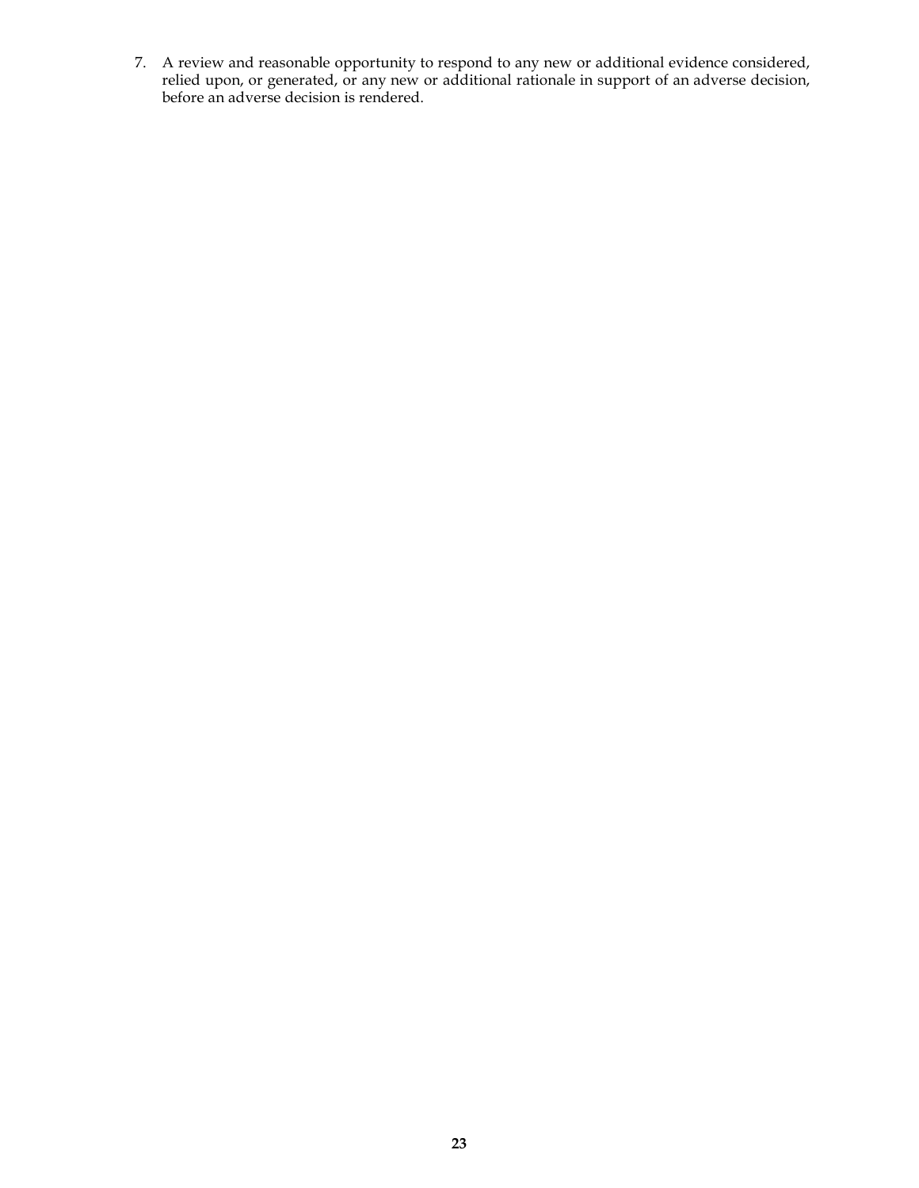7. A review and reasonable opportunity to respond to any new or additional evidence considered, relied upon, or generated, or any new or additional rationale in support of an adverse decision, before an adverse decision is rendered.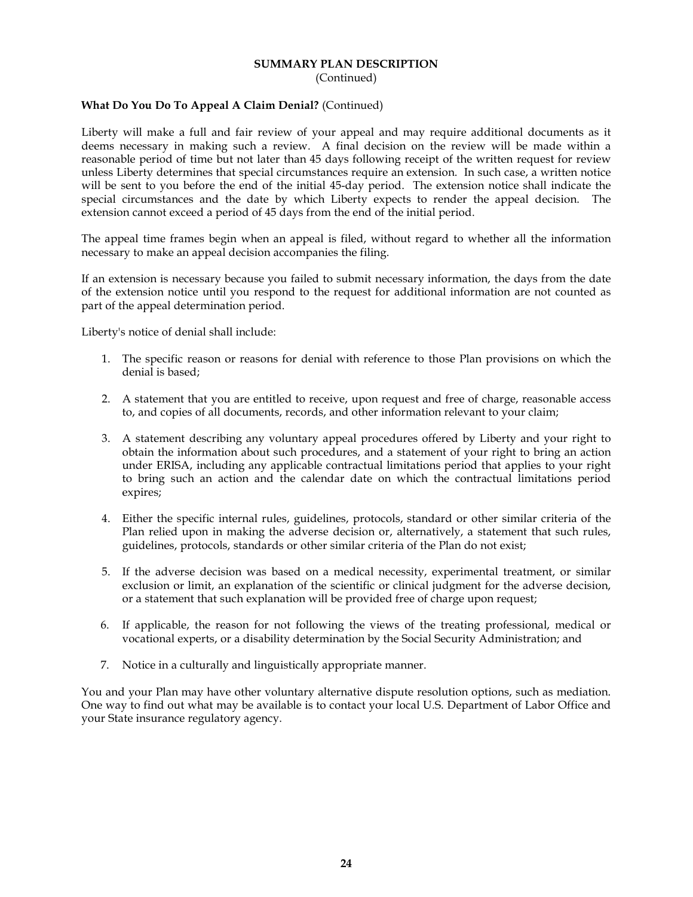**SUMMARY PLAN DESCRIPTION**
(Continued)

**What Do You Do To Appeal A Claim Denial?** (Continued)

Liberty will make a full and fair review of your appeal and may require additional documents as it deems necessary in making such a review. A final decision on the review will be made within a reasonable period of time but not later than 45 days following receipt of the written request for review unless Liberty determines that special circumstances require an extension. In such case, a written notice will be sent to you before the end of the initial 45-day period. The extension notice shall indicate the special circumstances and the date by which Liberty expects to render the appeal decision. The extension cannot exceed a period of 45 days from the end of the initial period.

The appeal time frames begin when an appeal is filed, without regard to whether all the information necessary to make an appeal decision accompanies the filing.

If an extension is necessary because you failed to submit necessary information, the days from the date of the extension notice until you respond to the request for additional information are not counted as part of the appeal determination period.

Liberty's notice of denial shall include:

1. The specific reason or reasons for denial with reference to those Plan provisions on which the denial is based;
2. A statement that you are entitled to receive, upon request and free of charge, reasonable access to, and copies of all documents, records, and other information relevant to your claim;
3. A statement describing any voluntary appeal procedures offered by Liberty and your right to obtain the information about such procedures, and a statement of your right to bring an action under ERISA, including any applicable contractual limitations period that applies to your right to bring such an action and the calendar date on which the contractual limitations period expires;
4. Either the specific internal rules, guidelines, protocols, standard or other similar criteria of the Plan relied upon in making the adverse decision or, alternatively, a statement that such rules, guidelines, protocols, standards or other similar criteria of the Plan do not exist;
5. If the adverse decision was based on a medical necessity, experimental treatment, or similar exclusion or limit, an explanation of the scientific or clinical judgment for the adverse decision, or a statement that such explanation will be provided free of charge upon request;
6. If applicable, the reason for not following the views of the treating professional, medical or vocational experts, or a disability determination by the Social Security Administration; and
7. Notice in a culturally and linguistically appropriate manner.

You and your Plan may have other voluntary alternative dispute resolution options, such as mediation. One way to find out what may be available is to contact your local U.S. Department of Labor Office and your State insurance regulatory agency.